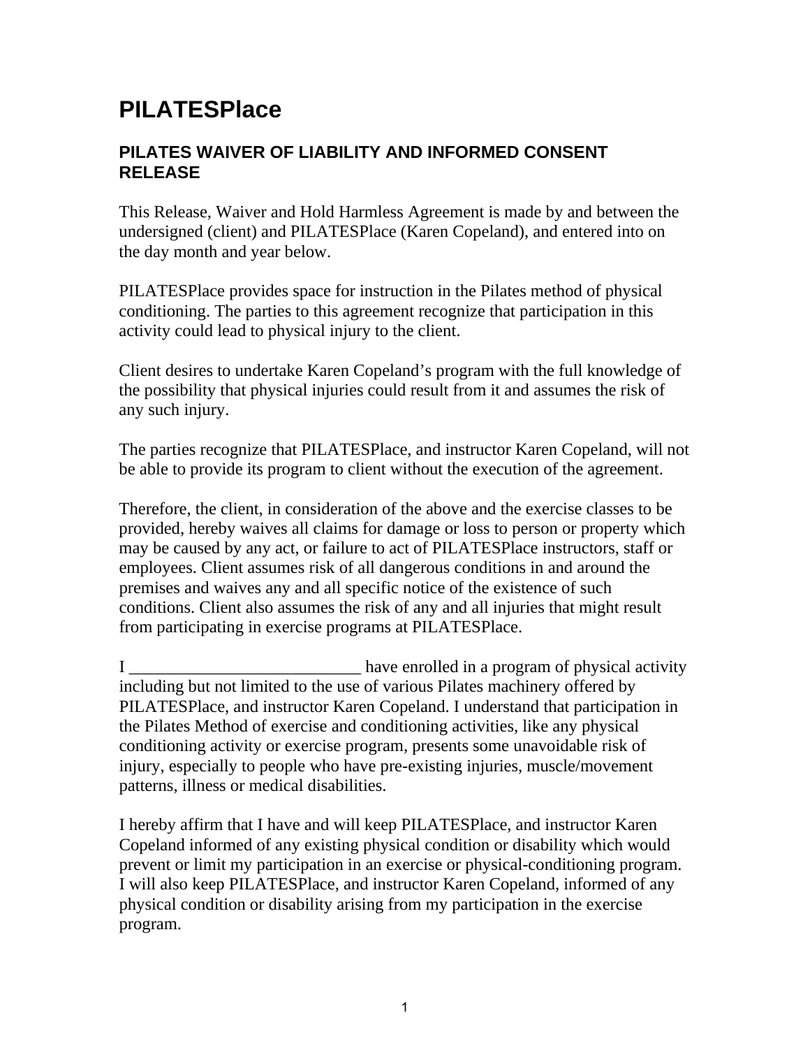# PILATESPlace

## PILATES WAIVER OF LIABILITY AND INFORMED CONSENT RELEASE

This Release, Waiver and Hold Harmless Agreement is made by and between the undersigned (client) and PILATESPlace (Karen Copeland), and entered into on the day month and year below.

PILATESPlace provides space for instruction in the Pilates method of physical conditioning. The parties to this agreement recognize that participation in this activity could lead to physical injury to the client.

Client desires to undertake Karen Copeland's program with the full knowledge of the possibility that physical injuries could result from it and assumes the risk of any such injury.

The parties recognize that PILATESPlace, and instructor Karen Copeland, will not be able to provide its program to client without the execution of the agreement.

Therefore, the client, in consideration of the above and the exercise classes to be provided, hereby waives all claims for damage or loss to person or property which may be caused by any act, or failure to act of PILATESPlace instructors, staff or employees. Client assumes risk of all dangerous conditions in and around the premises and waives any and all specific notice of the existence of such conditions. Client also assumes the risk of any and all injuries that might result from participating in exercise programs at PILATESPlace.

I ___________________________ have enrolled in a program of physical activity including but not limited to the use of various Pilates machinery offered by PILATESPlace, and instructor Karen Copeland. I understand that participation in the Pilates Method of exercise and conditioning activities, like any physical conditioning activity or exercise program, presents some unavoidable risk of injury, especially to people who have pre-existing injuries, muscle/movement patterns, illness or medical disabilities.

I hereby affirm that I have and will keep PILATESPlace, and instructor Karen Copeland informed of any existing physical condition or disability which would prevent or limit my participation in an exercise or physical-conditioning program. I will also keep PILATESPlace, and instructor Karen Copeland, informed of any physical condition or disability arising from my participation in the exercise program.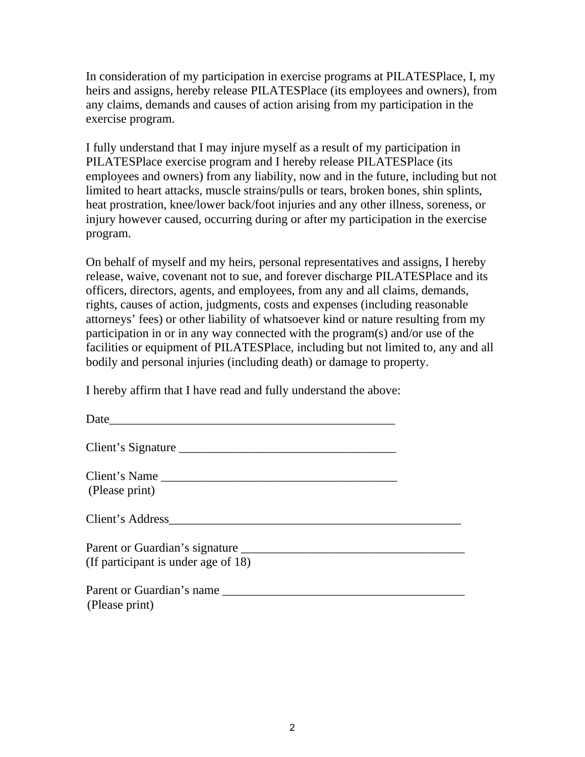In consideration of my participation in exercise programs at PILATESPlace, I, my heirs and assigns, hereby release PILATESPlace (its employees and owners), from any claims, demands and causes of action arising from my participation in the exercise program.

I fully understand that I may injure myself as a result of my participation in PILATESPlace exercise program and I hereby release PILATESPlace (its employees and owners) from any liability, now and in the future, including but not limited to heart attacks, muscle strains/pulls or tears, broken bones, shin splints, heat prostration, knee/lower back/foot injuries and any other illness, soreness, or injury however caused, occurring during or after my participation in the exercise program.

On behalf of myself and my heirs, personal representatives and assigns, I hereby release, waive, covenant not to sue, and forever discharge PILATESPlace and its officers, directors, agents, and employees, from any and all claims, demands, rights, causes of action, judgments, costs and expenses (including reasonable attorneys' fees) or other liability of whatsoever kind or nature resulting from my participation in or in any way connected with the program(s) and/or use of the facilities or equipment of PILATESPlace, including but not limited to, any and all bodily and personal injuries (including death) or damage to property.

I hereby affirm that I have read and fully understand the above:

Date_______________________________________________

Client's Signature __________________________________

Client's Name _____________________________________
(Please print)

Client's Address_____________________________________________

Parent or Guardian's signature __________________________________
(If participant is under age of 18)

Parent or Guardian's name _____________________________________
(Please print)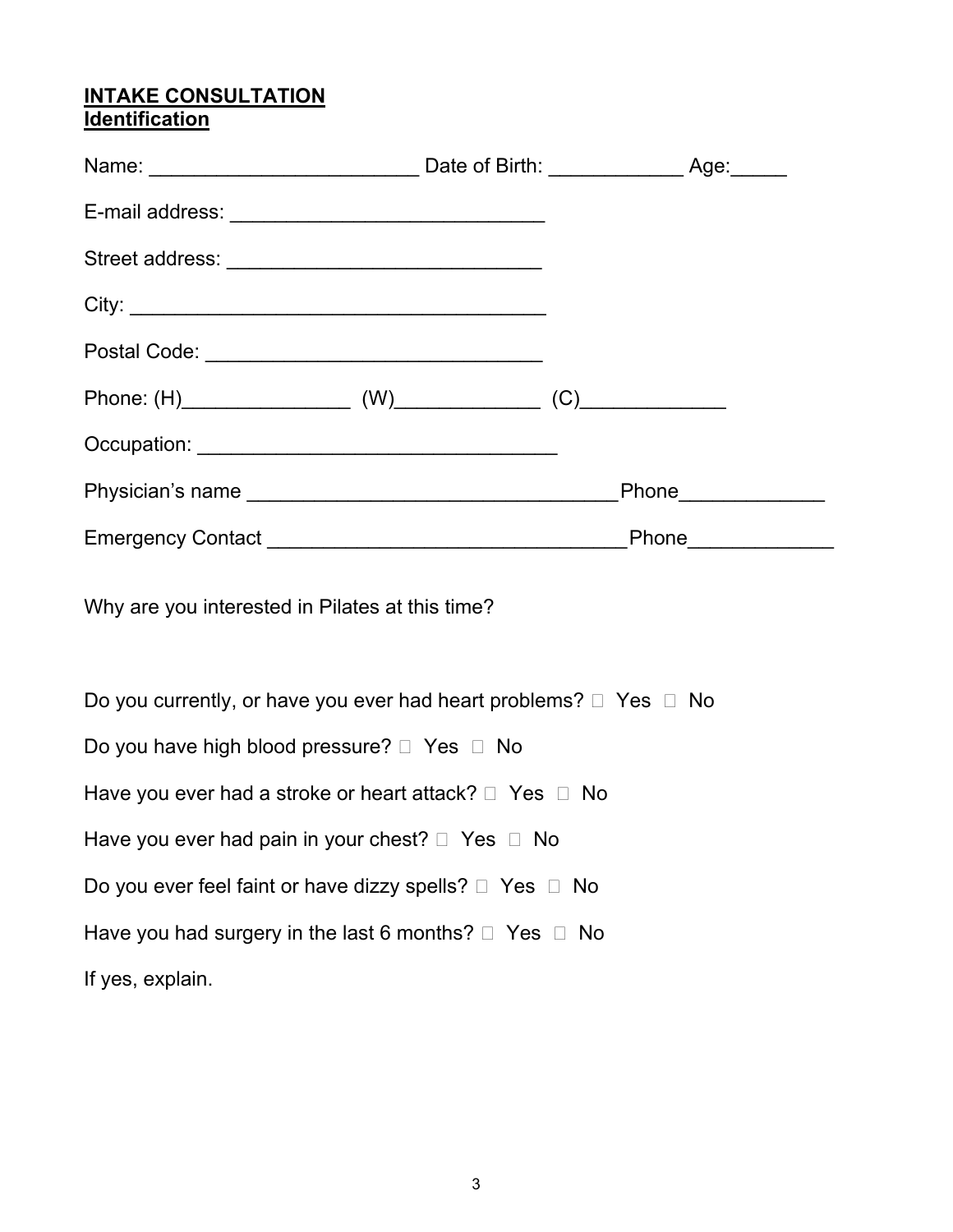**INTAKE CONSULTATION**
**Identification**

Name: ________________________ Date of Birth: ____________ Age:_____

E-mail address: ____________________________

Street address: ____________________________

City: _____________________________________

Postal Code: ______________________________

Phone: (H)_______________ (W)_____________ (C)_____________

Occupation: ________________________________

Physician's name _________________________________Phone_____________

Emergency Contact _______________________________Phone_____________

Why are you interested in Pilates at this time?

Do you currently, or have you ever had heart problems? ☐ Yes ☐ No

Do you have high blood pressure? ☐ Yes ☐ No

Have you ever had a stroke or heart attack? ☐ Yes ☐ No

Have you ever had pain in your chest? ☐ Yes ☐ No

Do you ever feel faint or have dizzy spells? ☐ Yes ☐ No

Have you had surgery in the last 6 months? ☐ Yes ☐ No

If yes, explain.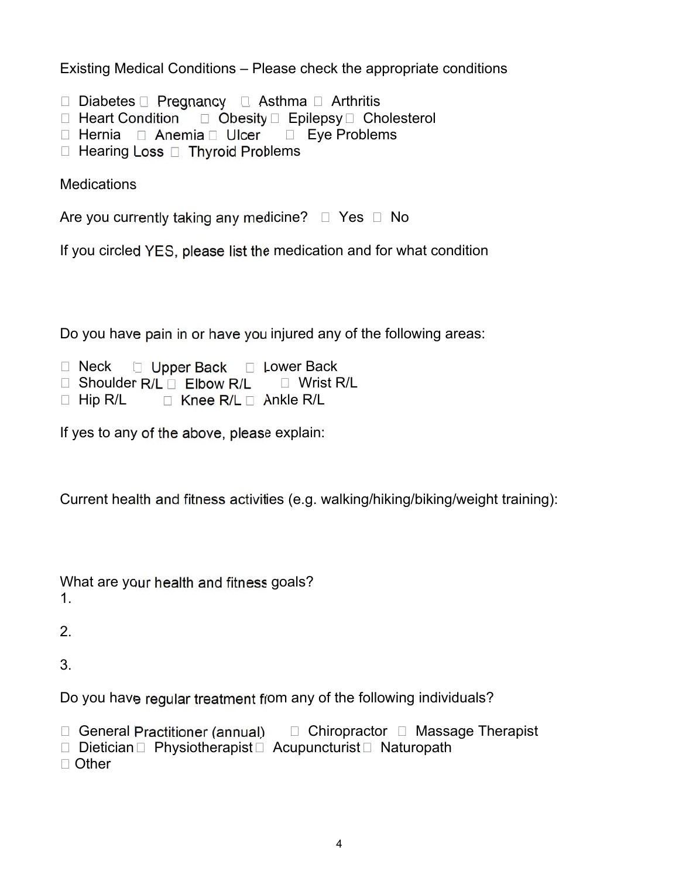Existing Medical Conditions – Please check the appropriate conditions

☐ Diabetes ☐ Pregnancy ☐ Asthma ☐ Arthritis
☐ Heart Condition ☐ Obesity ☐ Epilepsy ☐ Cholesterol
☐ Hernia ☐ Anemia ☐ Ulcer ☐ Eye Problems
☐ Hearing Loss ☐ Thyroid Problems

Medications

Are you currently taking any medicine? ☐ Yes ☐ No

If you circled YES, please list the medication and for what condition

Do you have pain in or have you injured any of the following areas:

☐ Neck ☐ Upper Back ☐ Lower Back
☐ Shoulder R/L ☐ Elbow R/L ☐ Wrist R/L
☐ Hip R/L ☐ Knee R/L ☐ Ankle R/L

If yes to any of the above, please explain:

Current health and fitness activities (e.g. walking/hiking/biking/weight training):

What are your health and fitness goals?

1.

2.

3.

Do you have regular treatment from any of the following individuals?

☐ General Practitioner (annual) ☐ Chiropractor ☐ Massage Therapist
☐ Dietician ☐ Physiotherapist ☐ Acupuncturist ☐ Naturopath
☐ Other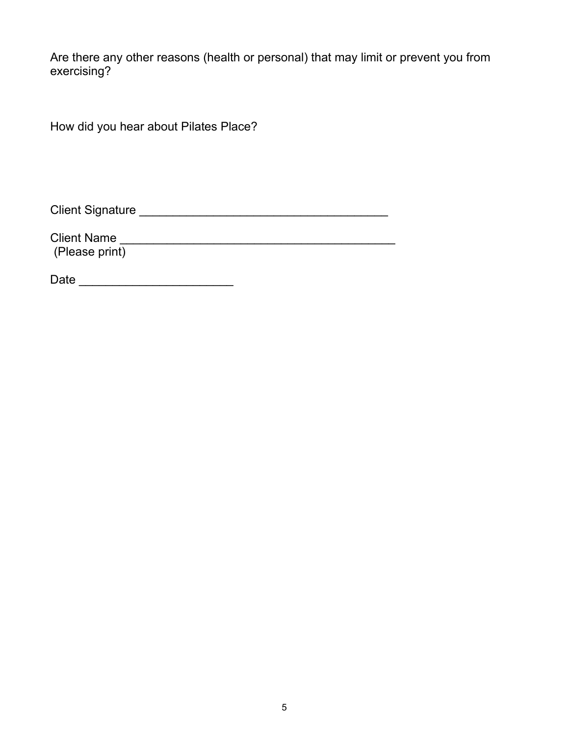Are there any other reasons (health or personal) that may limit or prevent you from exercising?

How did you hear about Pilates Place?

Client Signature ____________________________________

Client Name ________________________________________
(Please print)

Date ______________________